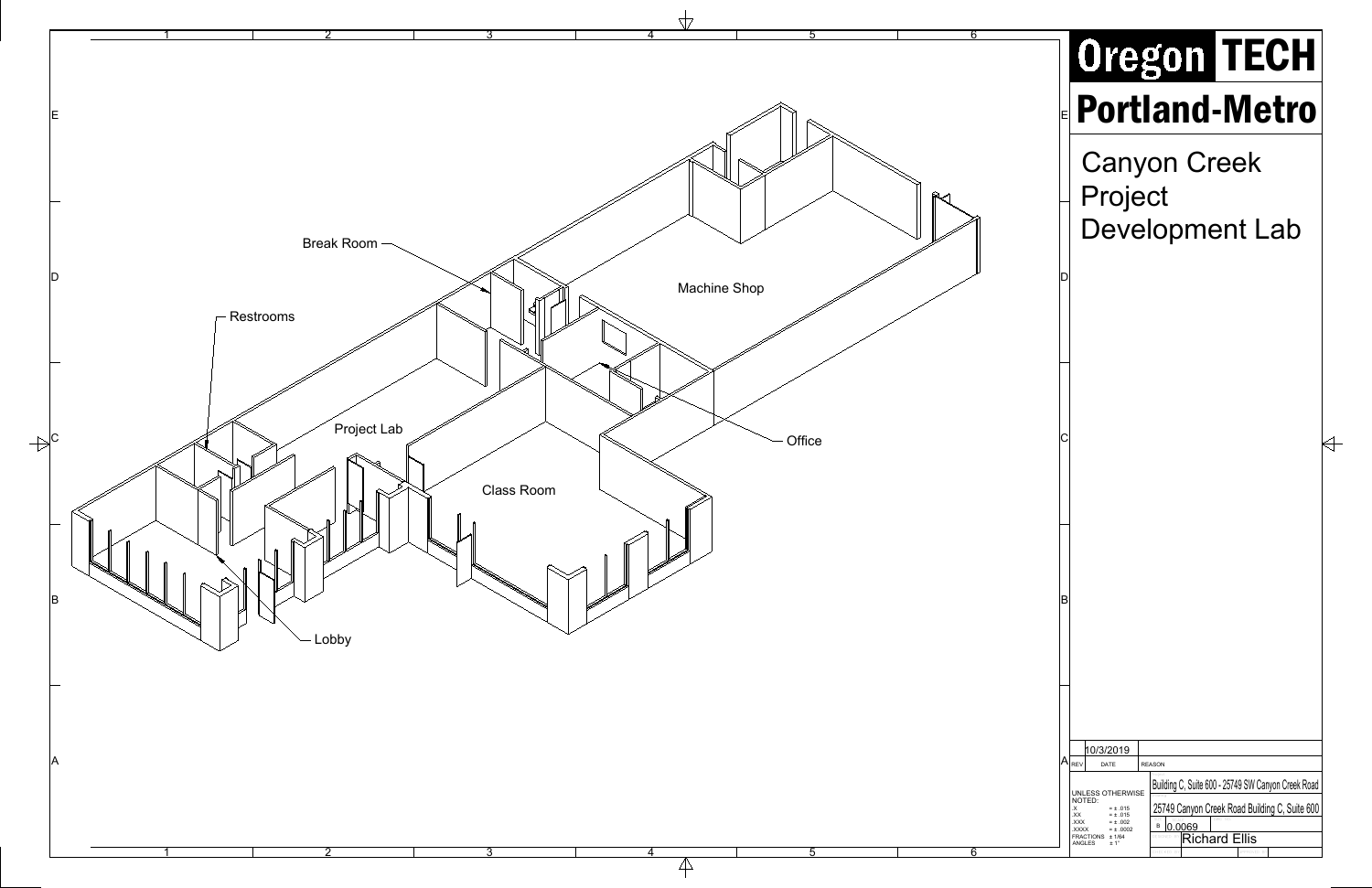# Oregon TECH

# Portland-Metro

## Canyon Creek Project Development Lab

Break Room

Restrooms

Machine Shop

Project Lab

Office

Class Room

Lobby

| REV | DATE | REASON |
|---|---|---|
| | 10/3/2019 | |

UNLESS OTHERWISE NOTED:
.X = ± .015
.XX = ± .015
.XXX = ± .002
.XXXX = ± .0002
FRACTIONS ± 1/64
ANGLES ± 1°

Building C, Suite 600 - 25749 SW Canyon Creek Road

25749 Canyon Creek Road Building C, Suite 600

B 0.0069

Richard Ellis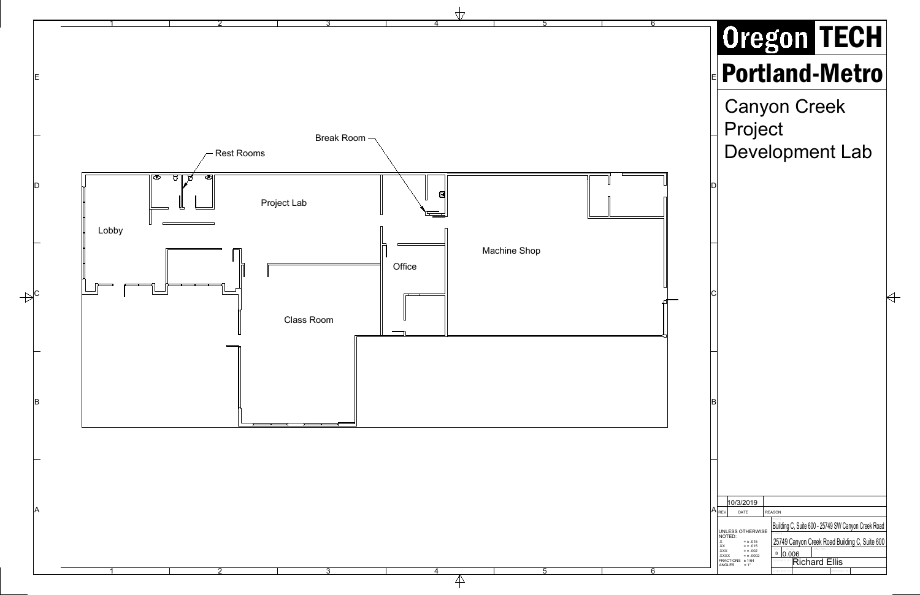# Oregon TECH

## Portland-Metro

Canyon Creek Project Development Lab

Break Room

Rest Rooms

Project Lab

Lobby

Machine Shop

Office

Class Room

| REV | DATE | REASON |
| --- | --- | --- |
| | 10/3/2019 | |

UNLESS OTHERWISE NOTED:

| | |
| --- | --- |
| .X | = ± .015 |
| .XX | = ± .015 |
| .XXX | = ± .002 |
| .XXXX | = ± .0002 |
| FRACTIONS | ± 1/64 |
| ANGLES | ± 1° |

Building C, Suite 600 - 25749 SW Canyon Creek Road

25749 Canyon Creek Road Building C, Suite 600

B 0.006

Richard Ellis